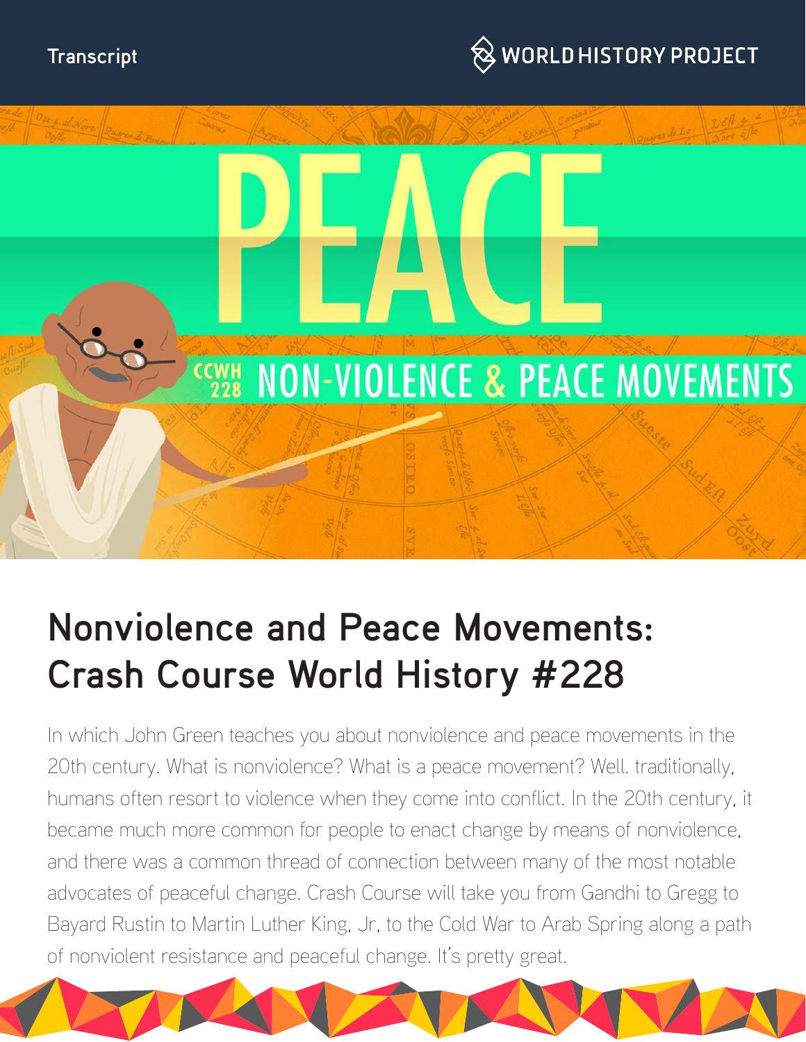Transcript

# Nonviolence and Peace Movements: Crash Course World History #228

In which John Green teaches you about nonviolence and peace movements in the 20th century. What is nonviolence? What is a peace movement? Well. traditionally, humans often resort to violence when they come into conflict. In the 20th century, it became much more common for people to enact change by means of nonviolence, and there was a common thread of connection between many of the most notable advocates of peaceful change. Crash Course will take you from Gandhi to Gregg to Bayard Rustin to Martin Luther King, Jr, to the Cold War to Arab Spring along a path of nonviolent resistance and peaceful change. It's pretty great.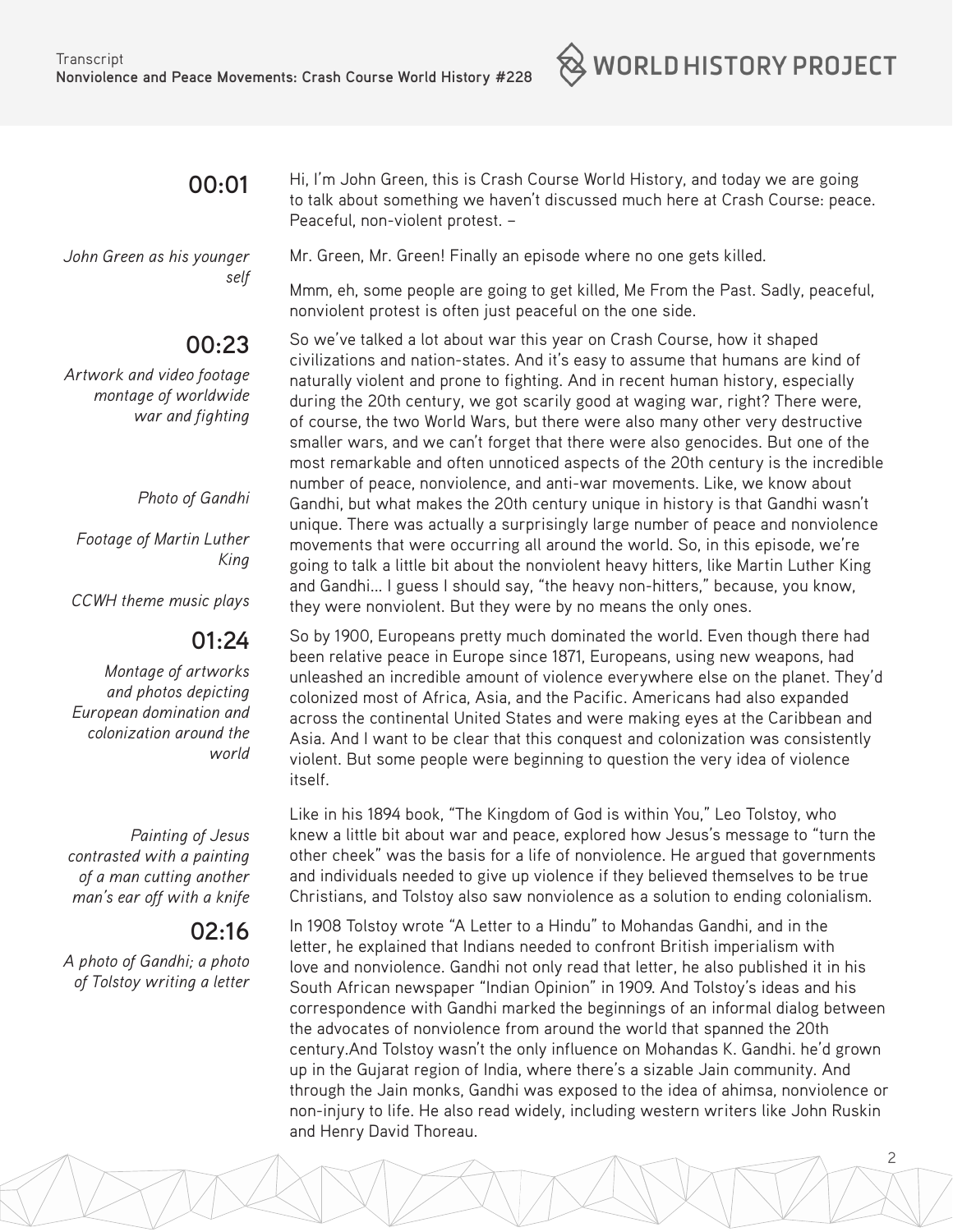**00:01**

Hi, I'm John Green, this is Crash Course World History, and today we are going to talk about something we haven't discussed much here at Crash Course: peace. Peaceful, non-violent protest. –

*John Green as his younger self*

Mr. Green, Mr. Green! Finally an episode where no one gets killed.

Mmm, eh, some people are going to get killed, Me From the Past. Sadly, peaceful, nonviolent protest is often just peaceful on the one side.

**00:23**

*Artwork and video footage montage of worldwide war and fighting*

So we've talked a lot about war this year on Crash Course, how it shaped civilizations and nation-states. And it's easy to assume that humans are kind of naturally violent and prone to fighting. And in recent human history, especially during the 20th century, we got scarily good at waging war, right? There were, of course, the two World Wars, but there were also many other very destructive smaller wars, and we can't forget that there were also genocides. But one of the most remarkable and often unnoticed aspects of the 20th century is the incredible number of peace, nonviolence, and anti-war movements. Like, we know about Gandhi, but what makes the 20th century unique in history is that Gandhi wasn't unique. There was actually a surprisingly large number of peace and nonviolence movements that were occurring all around the world. So, in this episode, we're going to talk a little bit about the nonviolent heavy hitters, like Martin Luther King and Gandhi... I guess I should say, "the heavy non-hitters," because, you know, they were nonviolent. But they were by no means the only ones.

*Photo of Gandhi*

*Footage of Martin Luther King*

*CCWH theme music plays*

**01:24**

*Montage of artworks and photos depicting European domination and colonization around the world*

So by 1900, Europeans pretty much dominated the world. Even though there had been relative peace in Europe since 1871, Europeans, using new weapons, had unleashed an incredible amount of violence everywhere else on the planet. They'd colonized most of Africa, Asia, and the Pacific. Americans had also expanded across the continental United States and were making eyes at the Caribbean and Asia. And I want to be clear that this conquest and colonization was consistently violent. But some people were beginning to question the very idea of violence itself.

*Painting of Jesus contrasted with a painting of a man cutting another man's ear off with a knife*

Like in his 1894 book, "The Kingdom of God is within You," Leo Tolstoy, who knew a little bit about war and peace, explored how Jesus's message to "turn the other cheek" was the basis for a life of nonviolence. He argued that governments and individuals needed to give up violence if they believed themselves to be true Christians, and Tolstoy also saw nonviolence as a solution to ending colonialism.

**02:16**

*A photo of Gandhi; a photo of Tolstoy writing a letter*

In 1908 Tolstoy wrote "A Letter to a Hindu" to Mohandas Gandhi, and in the letter, he explained that Indians needed to confront British imperialism with love and nonviolence. Gandhi not only read that letter, he also published it in his South African newspaper "Indian Opinion" in 1909. And Tolstoy's ideas and his correspondence with Gandhi marked the beginnings of an informal dialog between the advocates of nonviolence from around the world that spanned the 20th century.And Tolstoy wasn't the only influence on Mohandas K. Gandhi. he'd grown up in the Gujarat region of India, where there's a sizable Jain community. And through the Jain monks, Gandhi was exposed to the idea of ahimsa, nonviolence or non-injury to life. He also read widely, including western writers like John Ruskin and Henry David Thoreau.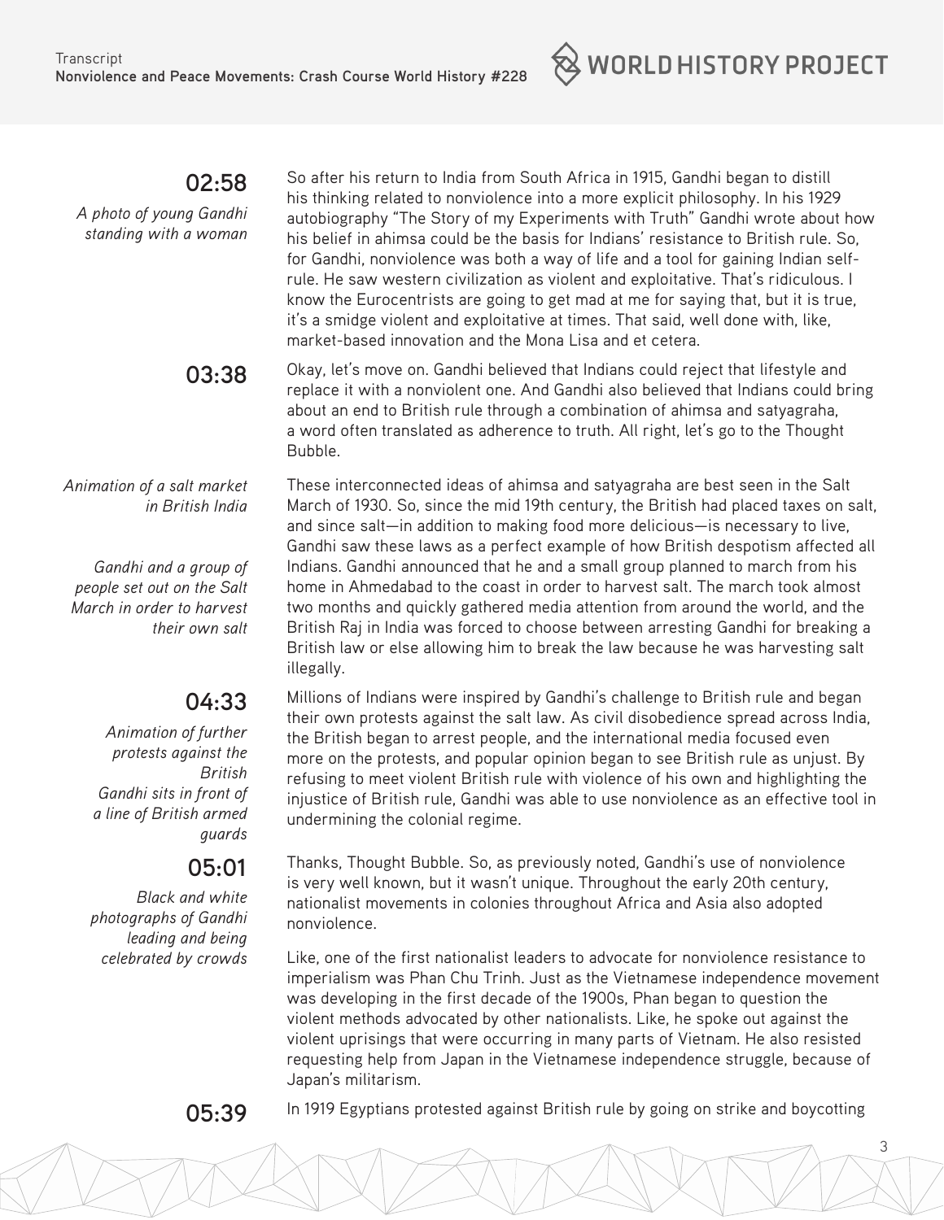**02:58**

*A photo of young Gandhi standing with a woman*

So after his return to India from South Africa in 1915, Gandhi began to distill his thinking related to nonviolence into a more explicit philosophy. In his 1929 autobiography "The Story of my Experiments with Truth" Gandhi wrote about how his belief in ahimsa could be the basis for Indians' resistance to British rule. So, for Gandhi, nonviolence was both a way of life and a tool for gaining Indian self-rule. He saw western civilization as violent and exploitative. That's ridiculous. I know the Eurocentrists are going to get mad at me for saying that, but it is true, it's a smidge violent and exploitative at times. That said, well done with, like, market-based innovation and the Mona Lisa and et cetera.

**03:38**

Okay, let's move on. Gandhi believed that Indians could reject that lifestyle and replace it with a nonviolent one. And Gandhi also believed that Indians could bring about an end to British rule through a combination of ahimsa and satyagraha, a word often translated as adherence to truth. All right, let's go to the Thought Bubble.

*Animation of a salt market in British India*

*Gandhi and a group of people set out on the Salt March in order to harvest their own salt*

These interconnected ideas of ahimsa and satyagraha are best seen in the Salt March of 1930. So, since the mid 19th century, the British had placed taxes on salt, and since salt—in addition to making food more delicious—is necessary to live, Gandhi saw these laws as a perfect example of how British despotism affected all Indians. Gandhi announced that he and a small group planned to march from his home in Ahmedabad to the coast in order to harvest salt. The march took almost two months and quickly gathered media attention from around the world, and the British Raj in India was forced to choose between arresting Gandhi for breaking a British law or else allowing him to break the law because he was harvesting salt illegally.

**04:33**

*Animation of further protests against the British*
*Gandhi sits in front of a line of British armed guards*

Millions of Indians were inspired by Gandhi's challenge to British rule and began their own protests against the salt law. As civil disobedience spread across India, the British began to arrest people, and the international media focused even more on the protests, and popular opinion began to see British rule as unjust. By refusing to meet violent British rule with violence of his own and highlighting the injustice of British rule, Gandhi was able to use nonviolence as an effective tool in undermining the colonial regime.

**05:01**

*Black and white photographs of Gandhi leading and being celebrated by crowds*

Thanks, Thought Bubble. So, as previously noted, Gandhi's use of nonviolence is very well known, but it wasn't unique. Throughout the early 20th century, nationalist movements in colonies throughout Africa and Asia also adopted nonviolence.

Like, one of the first nationalist leaders to advocate for nonviolence resistance to imperialism was Phan Chu Trinh. Just as the Vietnamese independence movement was developing in the first decade of the 1900s, Phan began to question the violent methods advocated by other nationalists. Like, he spoke out against the violent uprisings that were occurring in many parts of Vietnam. He also resisted requesting help from Japan in the Vietnamese independence struggle, because of Japan's militarism.

**05:39**

In 1919 Egyptians protested against British rule by going on strike and boycotting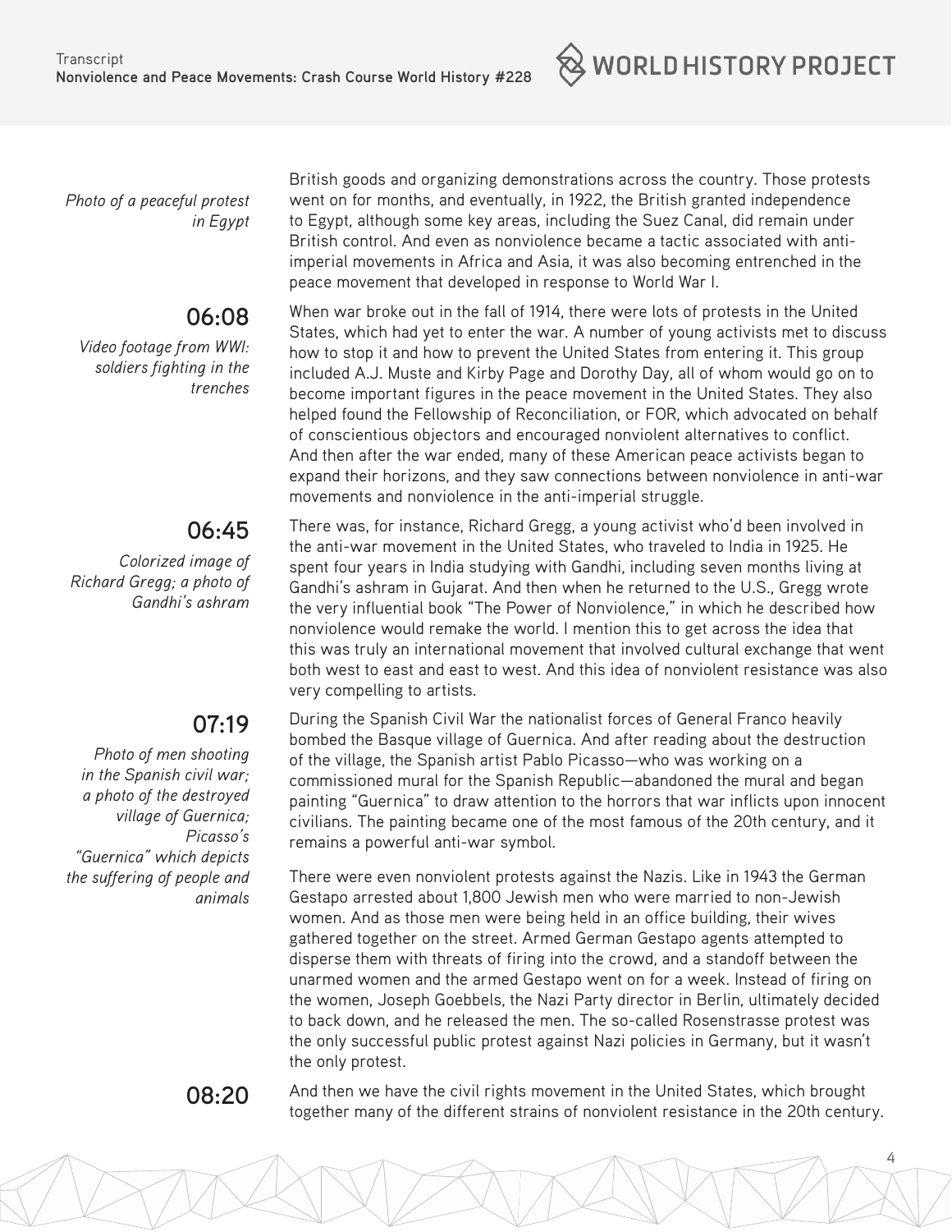*Photo of a peaceful protest in Egypt*

British goods and organizing demonstrations across the country. Those protests went on for months, and eventually, in 1922, the British granted independence to Egypt, although some key areas, including the Suez Canal, did remain under British control. And even as nonviolence became a tactic associated with anti-imperial movements in Africa and Asia, it was also becoming entrenched in the peace movement that developed in response to World War I.

**06:08**

*Video footage from WWI: soldiers fighting in the trenches*

When war broke out in the fall of 1914, there were lots of protests in the United States, which had yet to enter the war. A number of young activists met to discuss how to stop it and how to prevent the United States from entering it. This group included A.J. Muste and Kirby Page and Dorothy Day, all of whom would go on to become important figures in the peace movement in the United States. They also helped found the Fellowship of Reconciliation, or FOR, which advocated on behalf of conscientious objectors and encouraged nonviolent alternatives to conflict. And then after the war ended, many of these American peace activists began to expand their horizons, and they saw connections between nonviolence in anti-war movements and nonviolence in the anti-imperial struggle.

**06:45**

*Colorized image of Richard Gregg; a photo of Gandhi's ashram*

There was, for instance, Richard Gregg, a young activist who'd been involved in the anti-war movement in the United States, who traveled to India in 1925. He spent four years in India studying with Gandhi, including seven months living at Gandhi's ashram in Gujarat. And then when he returned to the U.S., Gregg wrote the very influential book "The Power of Nonviolence," in which he described how nonviolence would remake the world. I mention this to get across the idea that this was truly an international movement that involved cultural exchange that went both west to east and east to west. And this idea of nonviolent resistance was also very compelling to artists.

**07:19**

*Photo of men shooting in the Spanish civil war; a photo of the destroyed village of Guernica; Picasso's "Guernica" which depicts the suffering of people and animals*

During the Spanish Civil War the nationalist forces of General Franco heavily bombed the Basque village of Guernica. And after reading about the destruction of the village, the Spanish artist Pablo Picasso—who was working on a commissioned mural for the Spanish Republic—abandoned the mural and began painting "Guernica" to draw attention to the horrors that war inflicts upon innocent civilians. The painting became one of the most famous of the 20th century, and it remains a powerful anti-war symbol.

There were even nonviolent protests against the Nazis. Like in 1943 the German Gestapo arrested about 1,800 Jewish men who were married to non-Jewish women. And as those men were being held in an office building, their wives gathered together on the street. Armed German Gestapo agents attempted to disperse them with threats of firing into the crowd, and a standoff between the unarmed women and the armed Gestapo went on for a week. Instead of firing on the women, Joseph Goebbels, the Nazi Party director in Berlin, ultimately decided to back down, and he released the men. The so-called Rosenstrasse protest was the only successful public protest against Nazi policies in Germany, but it wasn't the only protest.

**08:20**

And then we have the civil rights movement in the United States, which brought together many of the different strains of nonviolent resistance in the 20th century.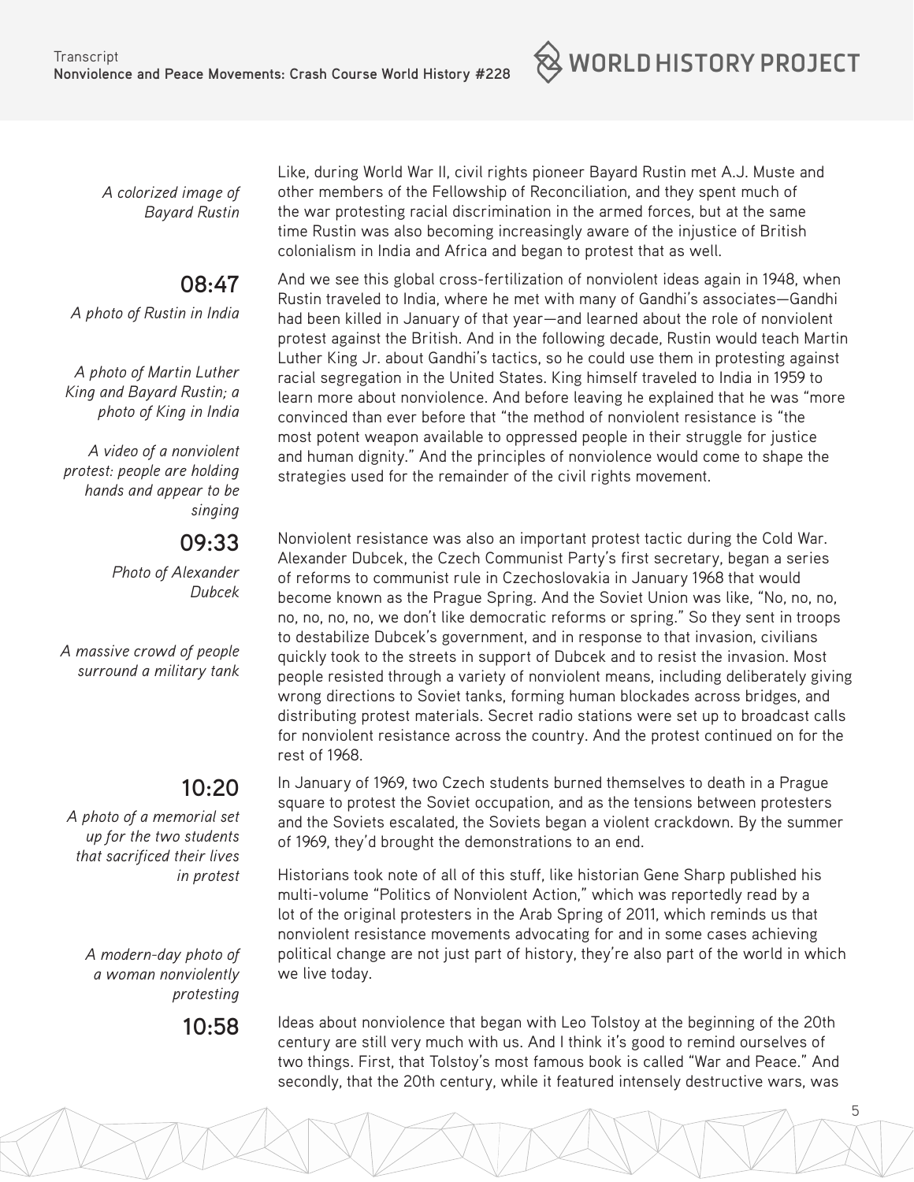*A colorized image of Bayard Rustin*

Like, during World War II, civil rights pioneer Bayard Rustin met A.J. Muste and other members of the Fellowship of Reconciliation, and they spent much of the war protesting racial discrimination in the armed forces, but at the same time Rustin was also becoming increasingly aware of the injustice of British colonialism in India and Africa and began to protest that as well.

**08:47**

*A photo of Rustin in India*

*A photo of Martin Luther King and Bayard Rustin; a photo of King in India*

*A video of a nonviolent protest: people are holding hands and appear to be singing*

And we see this global cross-fertilization of nonviolent ideas again in 1948, when Rustin traveled to India, where he met with many of Gandhi's associates—Gandhi had been killed in January of that year—and learned about the role of nonviolent protest against the British. And in the following decade, Rustin would teach Martin Luther King Jr. about Gandhi's tactics, so he could use them in protesting against racial segregation in the United States. King himself traveled to India in 1959 to learn more about nonviolence. And before leaving he explained that he was "more convinced than ever before that "the method of nonviolent resistance is "the most potent weapon available to oppressed people in their struggle for justice and human dignity." And the principles of nonviolence would come to shape the strategies used for the remainder of the civil rights movement.

**09:33**

*Photo of Alexander Dubcek*

*A massive crowd of people surround a military tank*

Nonviolent resistance was also an important protest tactic during the Cold War. Alexander Dubcek, the Czech Communist Party's first secretary, began a series of reforms to communist rule in Czechoslovakia in January 1968 that would become known as the Prague Spring. And the Soviet Union was like, "No, no, no, no, no, no, no, we don't like democratic reforms or spring." So they sent in troops to destabilize Dubcek's government, and in response to that invasion, civilians quickly took to the streets in support of Dubcek and to resist the invasion. Most people resisted through a variety of nonviolent means, including deliberately giving wrong directions to Soviet tanks, forming human blockades across bridges, and distributing protest materials. Secret radio stations were set up to broadcast calls for nonviolent resistance across the country. And the protest continued on for the rest of 1968.

**10:20**

*A photo of a memorial set up for the two students that sacrificed their lives in protest*

In January of 1969, two Czech students burned themselves to death in a Prague square to protest the Soviet occupation, and as the tensions between protesters and the Soviets escalated, the Soviets began a violent crackdown. By the summer of 1969, they'd brought the demonstrations to an end.

*A modern-day photo of a woman nonviolently protesting*

Historians took note of all of this stuff, like historian Gene Sharp published his multi-volume "Politics of Nonviolent Action," which was reportedly read by a lot of the original protesters in the Arab Spring of 2011, which reminds us that nonviolent resistance movements advocating for and in some cases achieving political change are not just part of history, they're also part of the world in which we live today.

**10:58**

Ideas about nonviolence that began with Leo Tolstoy at the beginning of the 20th century are still very much with us. And I think it's good to remind ourselves of two things. First, that Tolstoy's most famous book is called "War and Peace." And secondly, that the 20th century, while it featured intensely destructive wars, was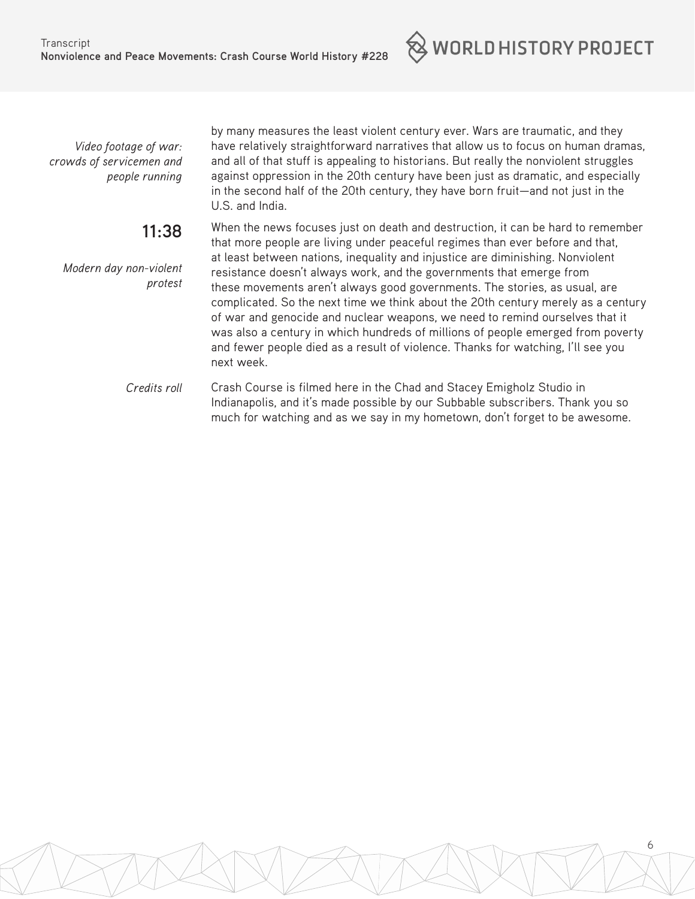*Video footage of war: crowds of servicemen and people running*

by many measures the least violent century ever. Wars are traumatic, and they have relatively straightforward narratives that allow us to focus on human dramas, and all of that stuff is appealing to historians. But really the nonviolent struggles against oppression in the 20th century have been just as dramatic, and especially in the second half of the 20th century, they have born fruit—and not just in the U.S. and India.

**11:38**

*Modern day non-violent protest*

When the news focuses just on death and destruction, it can be hard to remember that more people are living under peaceful regimes than ever before and that, at least between nations, inequality and injustice are diminishing. Nonviolent resistance doesn't always work, and the governments that emerge from these movements aren't always good governments. The stories, as usual, are complicated. So the next time we think about the 20th century merely as a century of war and genocide and nuclear weapons, we need to remind ourselves that it was also a century in which hundreds of millions of people emerged from poverty and fewer people died as a result of violence. Thanks for watching, I'll see you next week.

*Credits roll*

Crash Course is filmed here in the Chad and Stacey Emigholz Studio in Indianapolis, and it's made possible by our Subbable subscribers. Thank you so much for watching and as we say in my hometown, don't forget to be awesome.